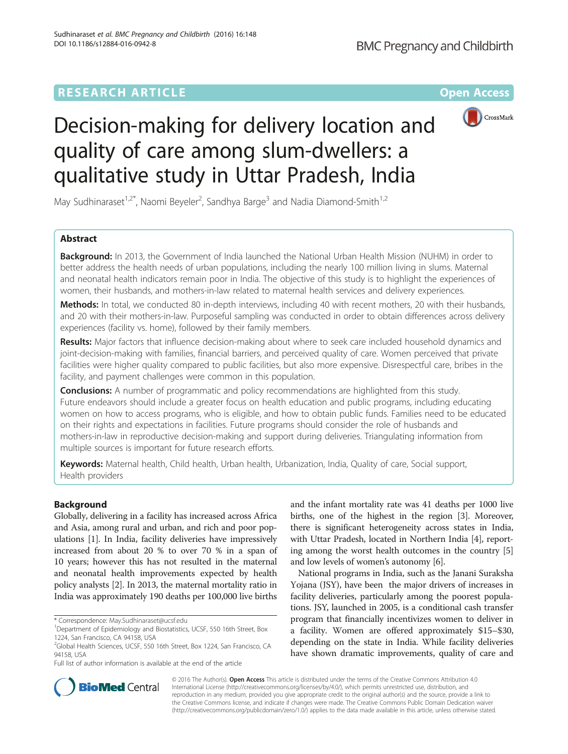RESEARCH ARTICLE Open Access

# Decision-making for delivery location and quality of care among slum-dwellers: a qualitative study in Uttar Pradesh, India

May Sudhinaraset[1,2*], Naomi Beyeler[2], Sandhya Barge[3] and Nadia Diamond-Smith[1,2]

## Abstract

**Background:** In 2013, the Government of India launched the National Urban Health Mission (NUHM) in order to better address the health needs of urban populations, including the nearly 100 million living in slums. Maternal and neonatal health indicators remain poor in India. The objective of this study is to highlight the experiences of women, their husbands, and mothers-in-law related to maternal health services and delivery experiences.

**Methods:** In total, we conducted 80 in-depth interviews, including 40 with recent mothers, 20 with their husbands, and 20 with their mothers-in-law. Purposeful sampling was conducted in order to obtain differences across delivery experiences (facility vs. home), followed by their family members.

**Results:** Major factors that influence decision-making about where to seek care included household dynamics and joint-decision-making with families, financial barriers, and perceived quality of care. Women perceived that private facilities were higher quality compared to public facilities, but also more expensive. Disrespectful care, bribes in the facility, and payment challenges were common in this population.

**Conclusions:** A number of programmatic and policy recommendations are highlighted from this study. Future endeavors should include a greater focus on health education and public programs, including educating women on how to access programs, who is eligible, and how to obtain public funds. Families need to be educated on their rights and expectations in facilities. Future programs should consider the role of husbands and mothers-in-law in reproductive decision-making and support during deliveries. Triangulating information from multiple sources is important for future research efforts.

**Keywords:** Maternal health, Child health, Urban health, Urbanization, India, Quality of care, Social support, Health providers

## Background

Globally, delivering in a facility has increased across Africa and Asia, among rural and urban, and rich and poor populations [1]. In India, facility deliveries have impressively increased from about 20 % to over 70 % in a span of 10 years; however this has not resulted in the maternal and neonatal health improvements expected by health policy analysts [2]. In 2013, the maternal mortality ratio in India was approximately 190 deaths per 100,000 live births and the infant mortality rate was 41 deaths per 1000 live births, one of the highest in the region [3]. Moreover, there is significant heterogeneity across states in India, with Uttar Pradesh, located in Northern India [4], reporting among the worst health outcomes in the country [5] and low levels of women's autonomy [6].

National programs in India, such as the Janani Suraksha Yojana (JSY), have been the major drivers of increases in facility deliveries, particularly among the poorest populations. JSY, launched in 2005, is a conditional cash transfer program that financially incentivizes women to deliver in a facility. Women are offered approximately \$15–\$30, depending on the state in India. While facility deliveries have shown dramatic improvements, quality of care and

\* Correspondence: May.Sudhinaraset@ucsf.edu
[1]Department of Epidemiology and Biostatistics, UCSF, 550 16th Street, Box 1224, San Francisco, CA 94158, USA
[2]Global Health Sciences, UCSF, 550 16th Street, Box 1224, San Francisco, CA 94158, USA
Full list of author information is available at the end of the article

© 2016 The Author(s). **Open Access** This article is distributed under the terms of the Creative Commons Attribution 4.0 International License (http://creativecommons.org/licenses/by/4.0/), which permits unrestricted use, distribution, and reproduction in any medium, provided you give appropriate credit to the original author(s) and the source, provide a link to the Creative Commons license, and indicate if changes were made. The Creative Commons Public Domain Dedication waiver (http://creativecommons.org/publicdomain/zero/1.0/) applies to the data made available in this article, unless otherwise stated.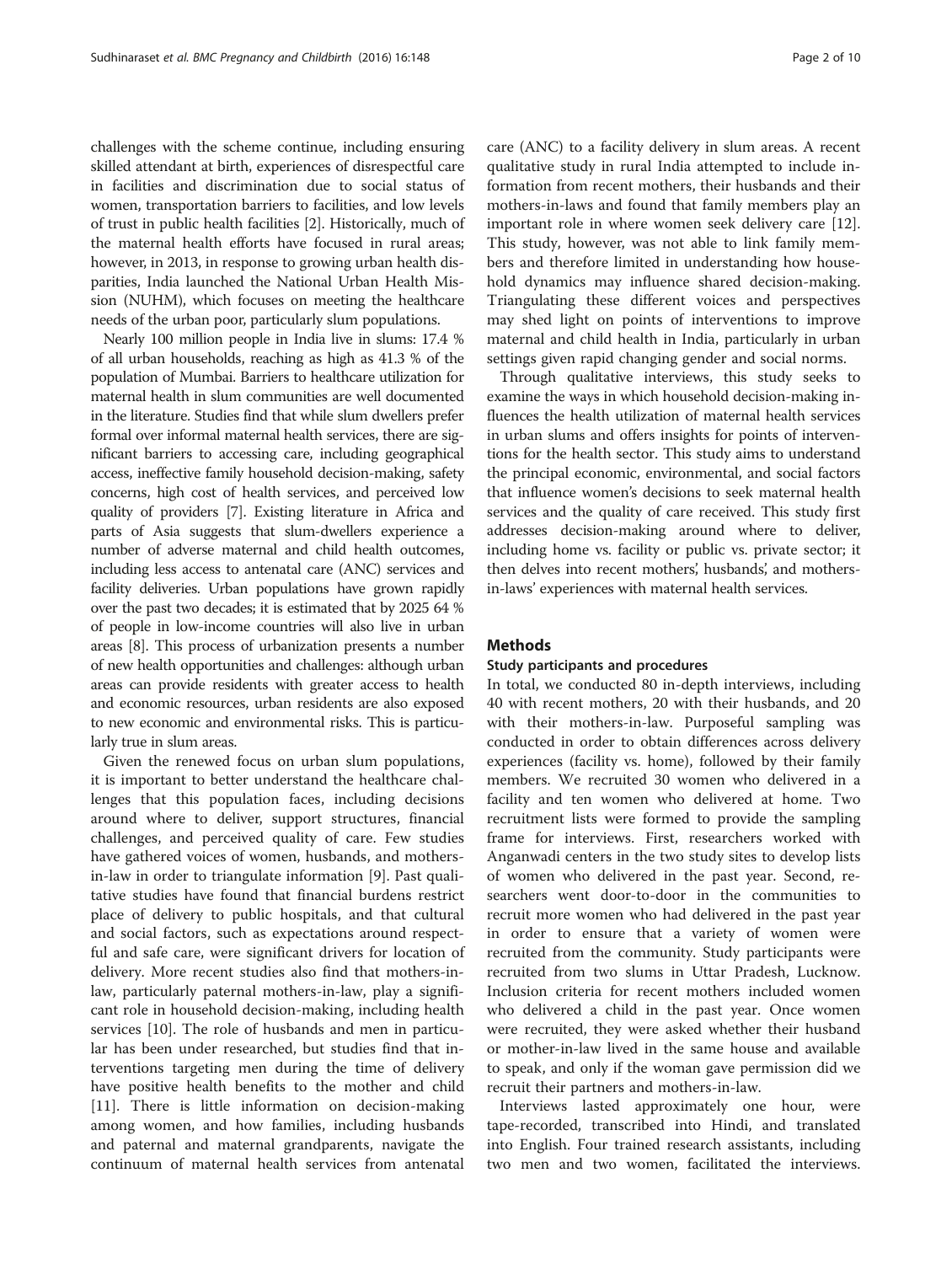challenges with the scheme continue, including ensuring skilled attendant at birth, experiences of disrespectful care in facilities and discrimination due to social status of women, transportation barriers to facilities, and low levels of trust in public health facilities [2]. Historically, much of the maternal health efforts have focused in rural areas; however, in 2013, in response to growing urban health disparities, India launched the National Urban Health Mission (NUHM), which focuses on meeting the healthcare needs of the urban poor, particularly slum populations.

Nearly 100 million people in India live in slums: 17.4 % of all urban households, reaching as high as 41.3 % of the population of Mumbai. Barriers to healthcare utilization for maternal health in slum communities are well documented in the literature. Studies find that while slum dwellers prefer formal over informal maternal health services, there are significant barriers to accessing care, including geographical access, ineffective family household decision-making, safety concerns, high cost of health services, and perceived low quality of providers [7]. Existing literature in Africa and parts of Asia suggests that slum-dwellers experience a number of adverse maternal and child health outcomes, including less access to antenatal care (ANC) services and facility deliveries. Urban populations have grown rapidly over the past two decades; it is estimated that by 2025 64 % of people in low-income countries will also live in urban areas [8]. This process of urbanization presents a number of new health opportunities and challenges: although urban areas can provide residents with greater access to health and economic resources, urban residents are also exposed to new economic and environmental risks. This is particularly true in slum areas.

Given the renewed focus on urban slum populations, it is important to better understand the healthcare challenges that this population faces, including decisions around where to deliver, support structures, financial challenges, and perceived quality of care. Few studies have gathered voices of women, husbands, and mothers-in-law in order to triangulate information [9]. Past qualitative studies have found that financial burdens restrict place of delivery to public hospitals, and that cultural and social factors, such as expectations around respectful and safe care, were significant drivers for location of delivery. More recent studies also find that mothers-in-law, particularly paternal mothers-in-law, play a significant role in household decision-making, including health services [10]. The role of husbands and men in particular has been under researched, but studies find that interventions targeting men during the time of delivery have positive health benefits to the mother and child [11]. There is little information on decision-making among women, and how families, including husbands and paternal and maternal grandparents, navigate the continuum of maternal health services from antenatal care (ANC) to a facility delivery in slum areas. A recent qualitative study in rural India attempted to include information from recent mothers, their husbands and their mothers-in-laws and found that family members play an important role in where women seek delivery care [12]. This study, however, was not able to link family members and therefore limited in understanding how household dynamics may influence shared decision-making. Triangulating these different voices and perspectives may shed light on points of interventions to improve maternal and child health in India, particularly in urban settings given rapid changing gender and social norms.

Through qualitative interviews, this study seeks to examine the ways in which household decision-making influences the health utilization of maternal health services in urban slums and offers insights for points of interventions for the health sector. This study aims to understand the principal economic, environmental, and social factors that influence women's decisions to seek maternal health services and the quality of care received. This study first addresses decision-making around where to deliver, including home vs. facility or public vs. private sector; it then delves into recent mothers', husbands', and mothers-in-laws' experiences with maternal health services.

## Methods

### Study participants and procedures

In total, we conducted 80 in-depth interviews, including 40 with recent mothers, 20 with their husbands, and 20 with their mothers-in-law. Purposeful sampling was conducted in order to obtain differences across delivery experiences (facility vs. home), followed by their family members. We recruited 30 women who delivered in a facility and ten women who delivered at home. Two recruitment lists were formed to provide the sampling frame for interviews. First, researchers worked with Anganwadi centers in the two study sites to develop lists of women who delivered in the past year. Second, researchers went door-to-door in the communities to recruit more women who had delivered in the past year in order to ensure that a variety of women were recruited from the community. Study participants were recruited from two slums in Uttar Pradesh, Lucknow. Inclusion criteria for recent mothers included women who delivered a child in the past year. Once women were recruited, they were asked whether their husband or mother-in-law lived in the same house and available to speak, and only if the woman gave permission did we recruit their partners and mothers-in-law.

Interviews lasted approximately one hour, were tape-recorded, transcribed into Hindi, and translated into English. Four trained research assistants, including two men and two women, facilitated the interviews.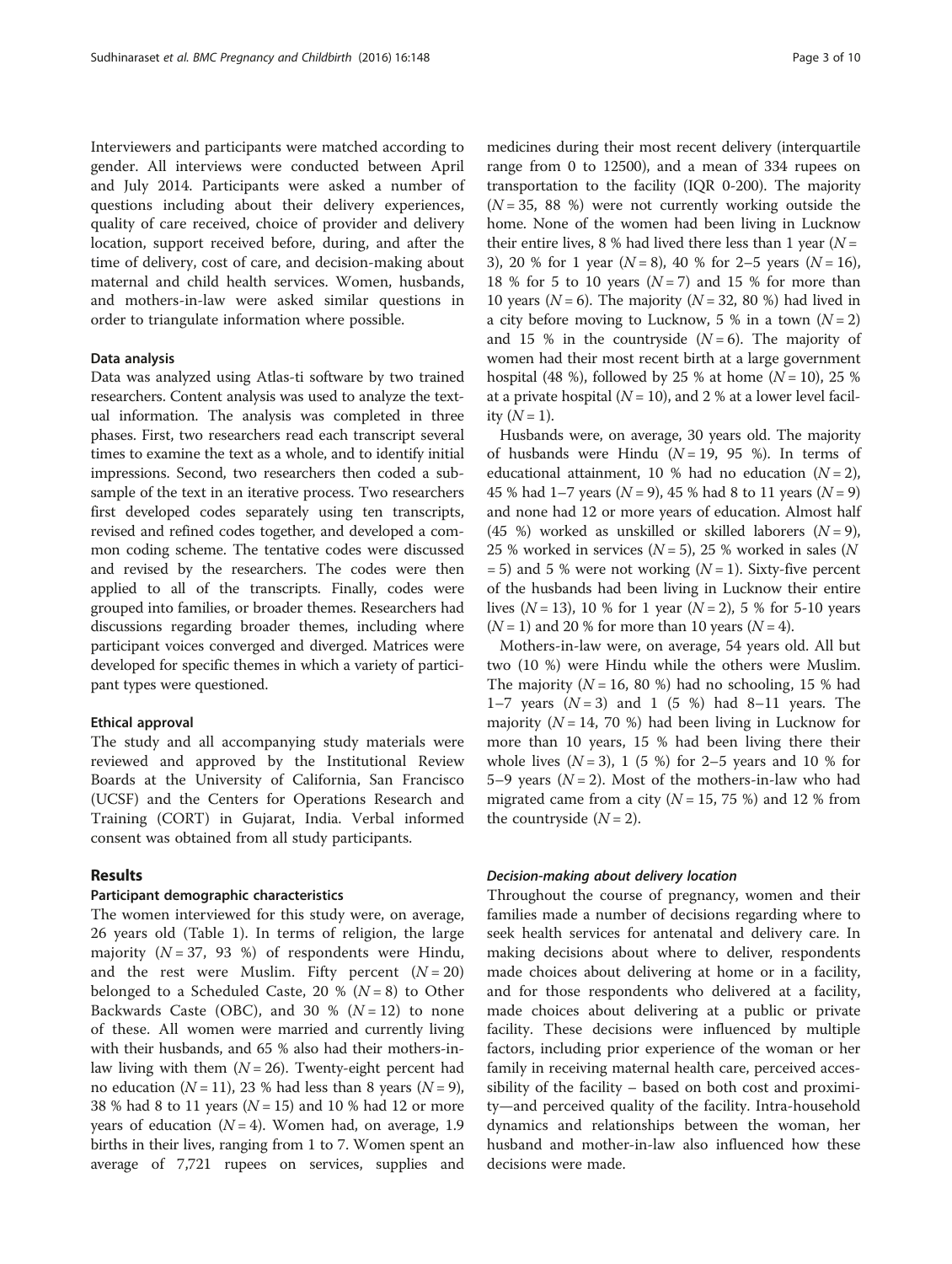Interviewers and participants were matched according to gender. All interviews were conducted between April and July 2014. Participants were asked a number of questions including about their delivery experiences, quality of care received, choice of provider and delivery location, support received before, during, and after the time of delivery, cost of care, and decision-making about maternal and child health services. Women, husbands, and mothers-in-law were asked similar questions in order to triangulate information where possible.

### Data analysis

Data was analyzed using Atlas-ti software by two trained researchers. Content analysis was used to analyze the textual information. The analysis was completed in three phases. First, two researchers read each transcript several times to examine the text as a whole, and to identify initial impressions. Second, two researchers then coded a subsample of the text in an iterative process. Two researchers first developed codes separately using ten transcripts, revised and refined codes together, and developed a common coding scheme. The tentative codes were discussed and revised by the researchers. The codes were then applied to all of the transcripts. Finally, codes were grouped into families, or broader themes. Researchers had discussions regarding broader themes, including where participant voices converged and diverged. Matrices were developed for specific themes in which a variety of participant types were questioned.

### Ethical approval

The study and all accompanying study materials were reviewed and approved by the Institutional Review Boards at the University of California, San Francisco (UCSF) and the Centers for Operations Research and Training (CORT) in Gujarat, India. Verbal informed consent was obtained from all study participants.

## Results

### Participant demographic characteristics

The women interviewed for this study were, on average, 26 years old (Table 1). In terms of religion, the large majority ($N = 37$, 93 %) of respondents were Hindu, and the rest were Muslim. Fifty percent ($N = 20$) belonged to a Scheduled Caste, 20 % ($N = 8$) to Other Backwards Caste (OBC), and 30 % ($N = 12$) to none of these. All women were married and currently living with their husbands, and 65 % also had their mothers-in-law living with them ($N = 26$). Twenty-eight percent had no education ($N = 11$), 23 % had less than 8 years ($N = 9$), 38 % had 8 to 11 years ($N = 15$) and 10 % had 12 or more years of education ($N = 4$). Women had, on average, 1.9 births in their lives, ranging from 1 to 7. Women spent an average of 7,721 rupees on services, supplies and medicines during their most recent delivery (interquartile range from 0 to 12500), and a mean of 334 rupees on transportation to the facility (IQR 0-200). The majority ($N = 35$, 88 %) were not currently working outside the home. None of the women had been living in Lucknow their entire lives, 8 % had lived there less than 1 year ($N = 3$), 20 % for 1 year ($N = 8$), 40 % for 2–5 years ($N = 16$), 18 % for 5 to 10 years ($N = 7$) and 15 % for more than 10 years ($N = 6$). The majority ($N = 32$, 80 %) had lived in a city before moving to Lucknow, 5 % in a town ($N = 2$) and 15 % in the countryside ($N = 6$). The majority of women had their most recent birth at a large government hospital (48 %), followed by 25 % at home ($N = 10$), 25 % at a private hospital ($N = 10$), and 2 % at a lower level facility ($N = 1$).

Husbands were, on average, 30 years old. The majority of husbands were Hindu ($N = 19$, 95 %). In terms of educational attainment, 10 % had no education ($N = 2$), 45 % had 1–7 years ($N = 9$), 45 % had 8 to 11 years ($N = 9$) and none had 12 or more years of education. Almost half (45 %) worked as unskilled or skilled laborers ($N = 9$), 25 % worked in services ($N = 5$), 25 % worked in sales ($N = 5$) and 5 % were not working ($N = 1$). Sixty-five percent of the husbands had been living in Lucknow their entire lives ($N = 13$), 10 % for 1 year ($N = 2$), 5 % for 5-10 years ($N = 1$) and 20 % for more than 10 years ($N = 4$).

Mothers-in-law were, on average, 54 years old. All but two (10 %) were Hindu while the others were Muslim. The majority ($N = 16$, 80 %) had no schooling, 15 % had 1–7 years ($N = 3$) and 1 (5 %) had 8–11 years. The majority ($N = 14$, 70 %) had been living in Lucknow for more than 10 years, 15 % had been living there their whole lives ($N = 3$), 1 (5 %) for 2–5 years and 10 % for 5–9 years ($N = 2$). Most of the mothers-in-law who had migrated came from a city ($N = 15$, 75 %) and 12 % from the countryside ($N = 2$).

#### *Decision-making about delivery location*

Throughout the course of pregnancy, women and their families made a number of decisions regarding where to seek health services for antenatal and delivery care. In making decisions about where to deliver, respondents made choices about delivering at home or in a facility, and for those respondents who delivered at a facility, made choices about delivering at a public or private facility. These decisions were influenced by multiple factors, including prior experience of the woman or her family in receiving maternal health care, perceived accessibility of the facility – based on both cost and proximity—and perceived quality of the facility. Intra-household dynamics and relationships between the woman, her husband and mother-in-law also influenced how these decisions were made.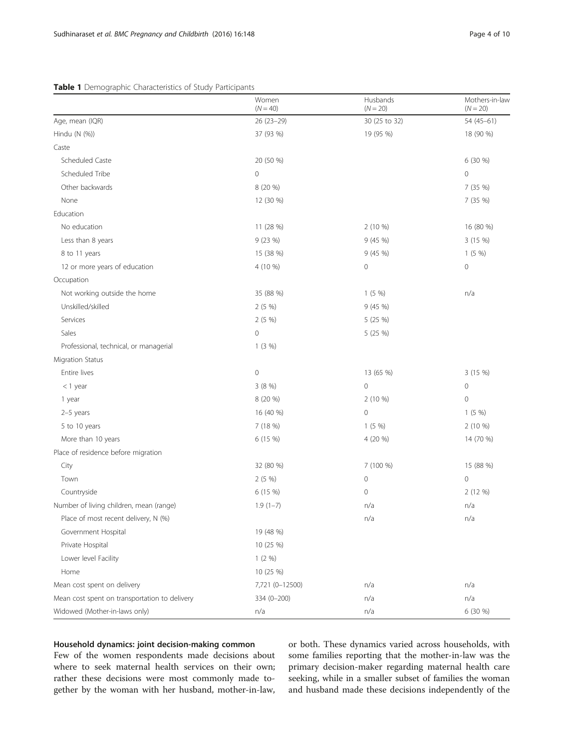**Table 1** Demographic Characteristics of Study Participants

| | Women ($N = 40$) | Husbands ($N = 20$) | Mothers-in-law ($N = 20$) |
|---|---|---|---|
| Age, mean (IQR) | 26 (23–29) | 30 (25 to 32) | 54 (45–61) |
| Hindu (N (%)) | 37 (93 %) | 19 (95 %) | 18 (90 %) |
| Caste | | | |
| Scheduled Caste | 20 (50 %) | | 6 (30 %) |
| Scheduled Tribe | 0 | | 0 |
| Other backwards | 8 (20 %) | | 7 (35 %) |
| None | 12 (30 %) | | 7 (35 %) |
| Education | | | |
| No education | 11 (28 %) | 2 (10 %) | 16 (80 %) |
| Less than 8 years | 9 (23 %) | 9 (45 %) | 3 (15 %) |
| 8 to 11 years | 15 (38 %) | 9 (45 %) | 1 (5 %) |
| 12 or more years of education | 4 (10 %) | 0 | 0 |
| Occupation | | | |
| Not working outside the home | 35 (88 %) | 1 (5 %) | n/a |
| Unskilled/skilled | 2 (5 %) | 9 (45 %) | |
| Services | 2 (5 %) | 5 (25 %) | |
| Sales | 0 | 5 (25 %) | |
| Professional, technical, or managerial | 1 (3 %) | | |
| Migration Status | | | |
| Entire lives | 0 | 13 (65 %) | 3 (15 %) |
| < 1 year | 3 (8 %) | 0 | 0 |
| 1 year | 8 (20 %) | 2 (10 %) | 0 |
| 2–5 years | 16 (40 %) | 0 | 1 (5 %) |
| 5 to 10 years | 7 (18 %) | 1 (5 %) | 2 (10 %) |
| More than 10 years | 6 (15 %) | 4 (20 %) | 14 (70 %) |
| Place of residence before migration | | | |
| City | 32 (80 %) | 7 (100 %) | 15 (88 %) |
| Town | 2 (5 %) | 0 | 0 |
| Countryside | 6 (15 %) | 0 | 2 (12 %) |
| Number of living children, mean (range) | 1.9 (1–7) | n/a | n/a |
| Place of most recent delivery, N (%) | | n/a | n/a |
| Government Hospital | 19 (48 %) | | |
| Private Hospital | 10 (25 %) | | |
| Lower level Facility | 1 (2 %) | | |
| Home | 10 (25 %) | | |
| Mean cost spent on delivery | 7,721 (0–12500) | n/a | n/a |
| Mean cost spent on transportation to delivery | 334 (0–200) | n/a | n/a |
| Widowed (Mother-in-laws only) | n/a | n/a | 6 (30 %) |

### Household dynamics: joint decision-making common

Few of the women respondents made decisions about where to seek maternal health services on their own; rather these decisions were most commonly made together by the woman with her husband, mother-in-law, or both. These dynamics varied across households, with some families reporting that the mother-in-law was the primary decision-maker regarding maternal health care seeking, while in a smaller subset of families the woman and husband made these decisions independently of the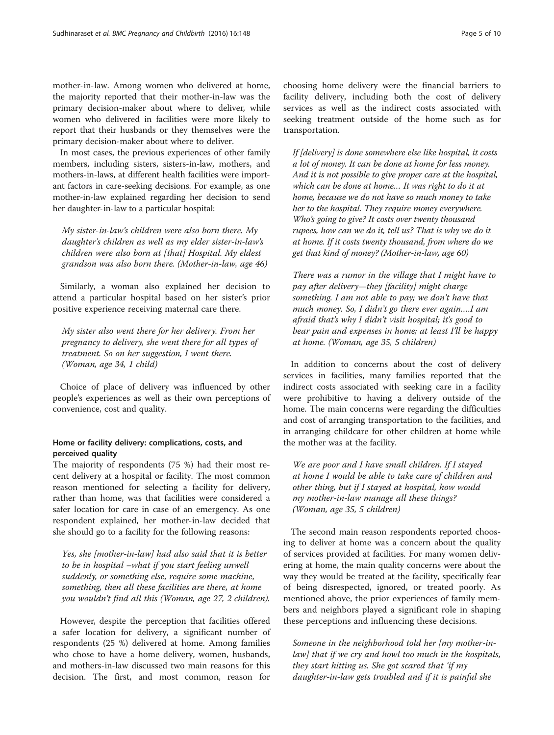mother-in-law. Among women who delivered at home, the majority reported that their mother-in-law was the primary decision-maker about where to deliver, while women who delivered in facilities were more likely to report that their husbands or they themselves were the primary decision-maker about where to deliver.

In most cases, the previous experiences of other family members, including sisters, sisters-in-law, mothers, and mothers-in-laws, at different health facilities were important factors in care-seeking decisions. For example, as one mother-in-law explained regarding her decision to send her daughter-in-law to a particular hospital:

> *My sister-in-law's children were also born there. My daughter's children as well as my elder sister-in-law's children were also born at [that] Hospital. My eldest grandson was also born there. (Mother-in-law, age 46)*

Similarly, a woman also explained her decision to attend a particular hospital based on her sister's prior positive experience receiving maternal care there.

> *My sister also went there for her delivery. From her pregnancy to delivery, she went there for all types of treatment. So on her suggestion, I went there. (Woman, age 34, 1 child)*

Choice of place of delivery was influenced by other people's experiences as well as their own perceptions of convenience, cost and quality.

### Home or facility delivery: complications, costs, and perceived quality

The majority of respondents (75 %) had their most recent delivery at a hospital or facility. The most common reason mentioned for selecting a facility for delivery, rather than home, was that facilities were considered a safer location for care in case of an emergency. As one respondent explained, her mother-in-law decided that she should go to a facility for the following reasons:

> *Yes, she [mother-in-law] had also said that it is better to be in hospital –what if you start feeling unwell suddenly, or something else, require some machine, something, then all these facilities are there, at home you wouldn't find all this (Woman, age 27, 2 children).*

However, despite the perception that facilities offered a safer location for delivery, a significant number of respondents (25 %) delivered at home. Among families who chose to have a home delivery, women, husbands, and mothers-in-law discussed two main reasons for this decision. The first, and most common, reason for choosing home delivery were the financial barriers to facility delivery, including both the cost of delivery services as well as the indirect costs associated with seeking treatment outside of the home such as for transportation.

> *If [delivery] is done somewhere else like hospital, it costs a lot of money. It can be done at home for less money. And it is not possible to give proper care at the hospital, which can be done at home… It was right to do it at home, because we do not have so much money to take her to the hospital. They require money everywhere. Who's going to give? It costs over twenty thousand rupees, how can we do it, tell us? That is why we do it at home. If it costs twenty thousand, from where do we get that kind of money? (Mother-in-law, age 60)*

> *There was a rumor in the village that I might have to pay after delivery—they [facility] might charge something. I am not able to pay; we don't have that much money. So, I didn't go there ever again….I am afraid that's why I didn't visit hospital; it's good to bear pain and expenses in home; at least I'll be happy at home. (Woman, age 35, 5 children)*

In addition to concerns about the cost of delivery services in facilities, many families reported that the indirect costs associated with seeking care in a facility were prohibitive to having a delivery outside of the home. The main concerns were regarding the difficulties and cost of arranging transportation to the facilities, and in arranging childcare for other children at home while the mother was at the facility.

> *We are poor and I have small children. If I stayed at home I would be able to take care of children and other thing, but if I stayed at hospital, how would my mother-in-law manage all these things? (Woman, age 35, 5 children)*

The second main reason respondents reported choosing to deliver at home was a concern about the quality of services provided at facilities. For many women delivering at home, the main quality concerns were about the way they would be treated at the facility, specifically fear of being disrespected, ignored, or treated poorly. As mentioned above, the prior experiences of family members and neighbors played a significant role in shaping these perceptions and influencing these decisions.

> *Someone in the neighborhood told her [my mother-in-law] that if we cry and howl too much in the hospitals, they start hitting us. She got scared that 'if my daughter-in-law gets troubled and if it is painful she*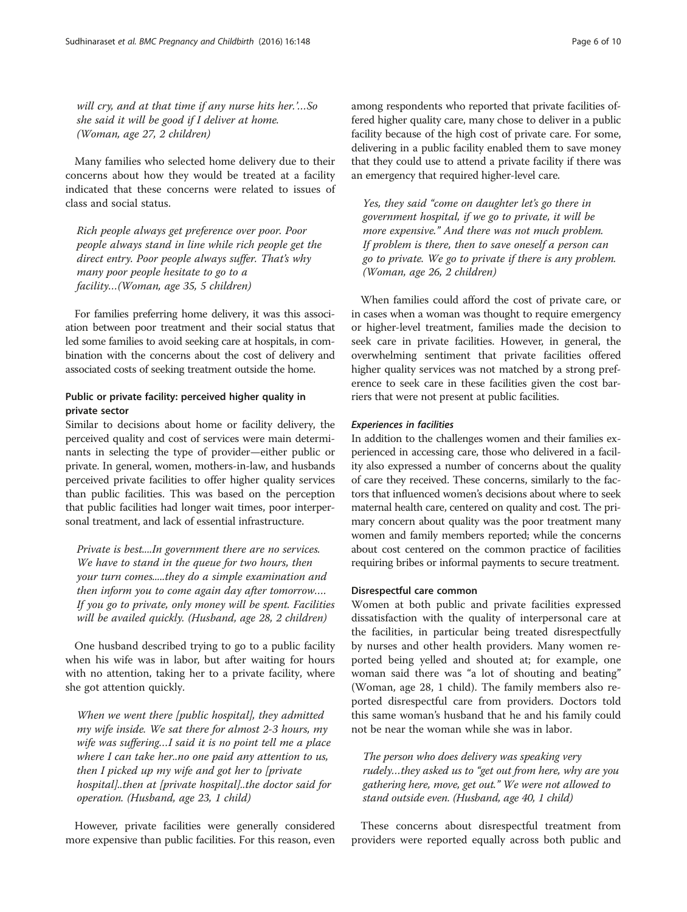*will cry, and at that time if any nurse hits her.'…So she said it will be good if I deliver at home. (Woman, age 27, 2 children)*

Many families who selected home delivery due to their concerns about how they would be treated at a facility indicated that these concerns were related to issues of class and social status.

*Rich people always get preference over poor. Poor people always stand in line while rich people get the direct entry. Poor people always suffer. That's why many poor people hesitate to go to a facility…(Woman, age 35, 5 children)*

For families preferring home delivery, it was this association between poor treatment and their social status that led some families to avoid seeking care at hospitals, in combination with the concerns about the cost of delivery and associated costs of seeking treatment outside the home.

### Public or private facility: perceived higher quality in private sector

Similar to decisions about home or facility delivery, the perceived quality and cost of services were main determinants in selecting the type of provider—either public or private. In general, women, mothers-in-law, and husbands perceived private facilities to offer higher quality services than public facilities. This was based on the perception that public facilities had longer wait times, poor interpersonal treatment, and lack of essential infrastructure.

*Private is best....In government there are no services. We have to stand in the queue for two hours, then your turn comes.....they do a simple examination and then inform you to come again day after tomorrow…. If you go to private, only money will be spent. Facilities will be availed quickly. (Husband, age 28, 2 children)*

One husband described trying to go to a public facility when his wife was in labor, but after waiting for hours with no attention, taking her to a private facility, where she got attention quickly.

*When we went there [public hospital], they admitted my wife inside. We sat there for almost 2-3 hours, my wife was suffering…I said it is no point tell me a place where I can take her..no one paid any attention to us, then I picked up my wife and got her to [private hospital]..then at [private hospital]..the doctor said for operation. (Husband, age 23, 1 child)*

However, private facilities were generally considered more expensive than public facilities. For this reason, even among respondents who reported that private facilities offered higher quality care, many chose to deliver in a public facility because of the high cost of private care. For some, delivering in a public facility enabled them to save money that they could use to attend a private facility if there was an emergency that required higher-level care.

*Yes, they said "come on daughter let's go there in government hospital, if we go to private, it will be more expensive." And there was not much problem. If problem is there, then to save oneself a person can go to private. We go to private if there is any problem. (Woman, age 26, 2 children)*

When families could afford the cost of private care, or in cases when a woman was thought to require emergency or higher-level treatment, families made the decision to seek care in private facilities. However, in general, the overwhelming sentiment that private facilities offered higher quality services was not matched by a strong preference to seek care in these facilities given the cost barriers that were not present at public facilities.

#### *Experiences in facilities*

In addition to the challenges women and their families experienced in accessing care, those who delivered in a facility also expressed a number of concerns about the quality of care they received. These concerns, similarly to the factors that influenced women's decisions about where to seek maternal health care, centered on quality and cost. The primary concern about quality was the poor treatment many women and family members reported; while the concerns about cost centered on the common practice of facilities requiring bribes or informal payments to secure treatment.

### Disrespectful care common

Women at both public and private facilities expressed dissatisfaction with the quality of interpersonal care at the facilities, in particular being treated disrespectfully by nurses and other health providers. Many women reported being yelled and shouted at; for example, one woman said there was "a lot of shouting and beating" (Woman, age 28, 1 child). The family members also reported disrespectful care from providers. Doctors told this same woman's husband that he and his family could not be near the woman while she was in labor.

*The person who does delivery was speaking very rudely…they asked us to "get out from here, why are you gathering here, move, get out." We were not allowed to stand outside even. (Husband, age 40, 1 child)*

These concerns about disrespectful treatment from providers were reported equally across both public and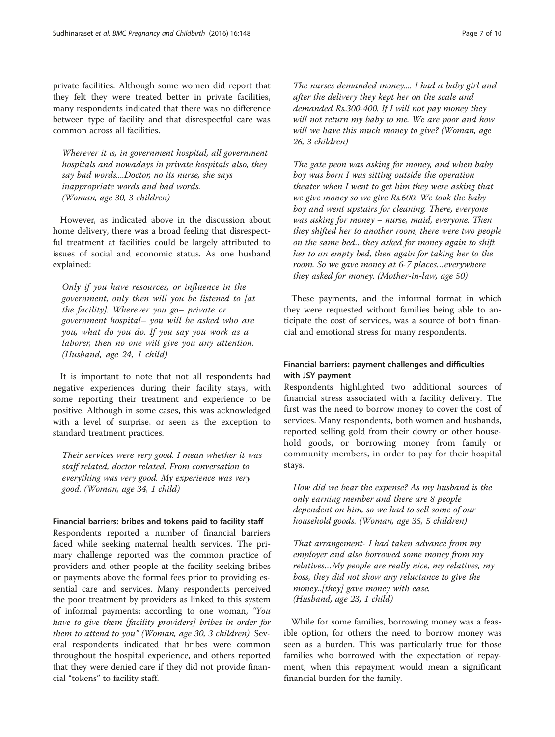private facilities. Although some women did report that they felt they were treated better in private facilities, many respondents indicated that there was no difference between type of facility and that disrespectful care was common across all facilities.

> *Wherever it is, in government hospital, all government hospitals and nowadays in private hospitals also, they say bad words....Doctor, no its nurse, she says inappropriate words and bad words. (Woman, age 30, 3 children)*

However, as indicated above in the discussion about home delivery, there was a broad feeling that disrespectful treatment at facilities could be largely attributed to issues of social and economic status. As one husband explained:

> *Only if you have resources, or influence in the government, only then will you be listened to [at the facility]. Wherever you go– private or government hospital– you will be asked who are you, what do you do. If you say you work as a laborer, then no one will give you any attention. (Husband, age 24, 1 child)*

It is important to note that not all respondents had negative experiences during their facility stays, with some reporting their treatment and experience to be positive. Although in some cases, this was acknowledged with a level of surprise, or seen as the exception to standard treatment practices.

> *Their services were very good. I mean whether it was staff related, doctor related. From conversation to everything was very good. My experience was very good. (Woman, age 34, 1 child)*

#### Financial barriers: bribes and tokens paid to facility staff

Respondents reported a number of financial barriers faced while seeking maternal health services. The primary challenge reported was the common practice of providers and other people at the facility seeking bribes or payments above the formal fees prior to providing essential care and services. Many respondents perceived the poor treatment by providers as linked to this system of informal payments; according to one woman, *"You have to give them [facility providers] bribes in order for them to attend to you"* (Woman, age 30, 3 children). Several respondents indicated that bribes were common throughout the hospital experience, and others reported that they were denied care if they did not provide financial "tokens" to facility staff.

> *The nurses demanded money.... I had a baby girl and after the delivery they kept her on the scale and demanded Rs.300-400. If I will not pay money they will not return my baby to me. We are poor and how will we have this much money to give? (Woman, age 26, 3 children)*

> *The gate peon was asking for money, and when baby boy was born I was sitting outside the operation theater when I went to get him they were asking that we give money so we give Rs.600. We took the baby boy and went upstairs for cleaning. There, everyone was asking for money – nurse, maid, everyone. Then they shifted her to another room, there were two people on the same bed…they asked for money again to shift her to an empty bed, then again for taking her to the room. So we gave money at 6-7 places…everywhere they asked for money. (Mother-in-law, age 50)*

These payments, and the informal format in which they were requested without families being able to anticipate the cost of services, was a source of both financial and emotional stress for many respondents.

#### Financial barriers: payment challenges and difficulties with JSY payment

Respondents highlighted two additional sources of financial stress associated with a facility delivery. The first was the need to borrow money to cover the cost of services. Many respondents, both women and husbands, reported selling gold from their dowry or other household goods, or borrowing money from family or community members, in order to pay for their hospital stays.

> *How did we bear the expense? As my husband is the only earning member and there are 8 people dependent on him, so we had to sell some of our household goods. (Woman, age 35, 5 children)*

> *That arrangement- I had taken advance from my employer and also borrowed some money from my relatives…My people are really nice, my relatives, my boss, they did not show any reluctance to give the money..[they] gave money with ease. (Husband, age 23, 1 child)*

While for some families, borrowing money was a feasible option, for others the need to borrow money was seen as a burden. This was particularly true for those families who borrowed with the expectation of repayment, when this repayment would mean a significant financial burden for the family.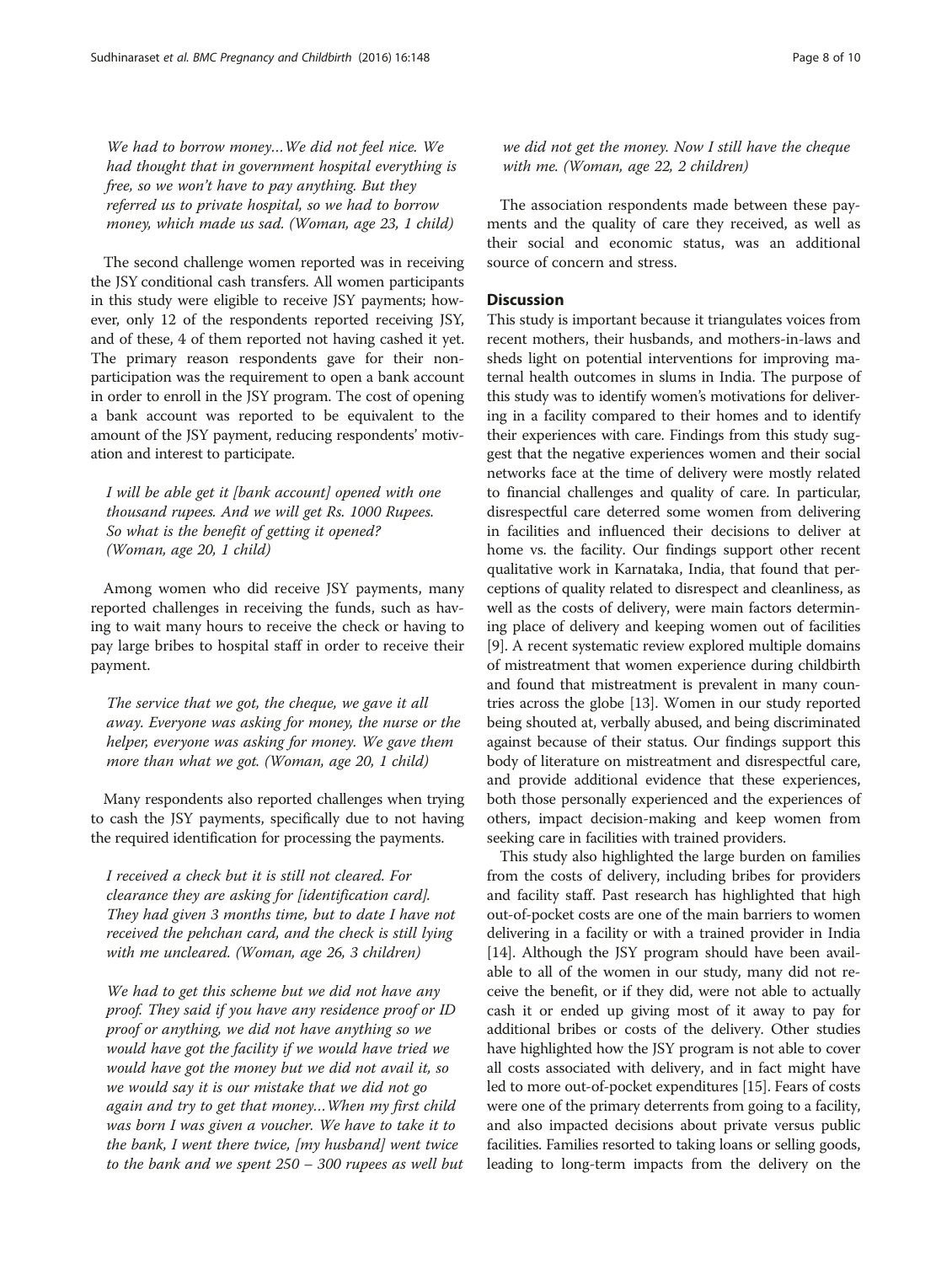*We had to borrow money…We did not feel nice. We had thought that in government hospital everything is free, so we won't have to pay anything. But they referred us to private hospital, so we had to borrow money, which made us sad. (Woman, age 23, 1 child)*

The second challenge women reported was in receiving the JSY conditional cash transfers. All women participants in this study were eligible to receive JSY payments; however, only 12 of the respondents reported receiving JSY, and of these, 4 of them reported not having cashed it yet. The primary reason respondents gave for their non-participation was the requirement to open a bank account in order to enroll in the JSY program. The cost of opening a bank account was reported to be equivalent to the amount of the JSY payment, reducing respondents' motivation and interest to participate.

*I will be able get it [bank account] opened with one thousand rupees. And we will get Rs. 1000 Rupees. So what is the benefit of getting it opened? (Woman, age 20, 1 child)*

Among women who did receive JSY payments, many reported challenges in receiving the funds, such as having to wait many hours to receive the check or having to pay large bribes to hospital staff in order to receive their payment.

*The service that we got, the cheque, we gave it all away. Everyone was asking for money, the nurse or the helper, everyone was asking for money. We gave them more than what we got. (Woman, age 20, 1 child)*

Many respondents also reported challenges when trying to cash the JSY payments, specifically due to not having the required identification for processing the payments.

*I received a check but it is still not cleared. For clearance they are asking for [identification card]. They had given 3 months time, but to date I have not received the pehchan card, and the check is still lying with me uncleared. (Woman, age 26, 3 children)*

*We had to get this scheme but we did not have any proof. They said if you have any residence proof or ID proof or anything, we did not have anything so we would have got the facility if we would have tried we would have got the money but we did not avail it, so we would say it is our mistake that we did not go again and try to get that money…When my first child was born I was given a voucher. We have to take it to the bank, I went there twice, [my husband] went twice to the bank and we spent 250 – 300 rupees as well but we did not get the money. Now I still have the cheque with me. (Woman, age 22, 2 children)*

The association respondents made between these payments and the quality of care they received, as well as their social and economic status, was an additional source of concern and stress.

## Discussion

This study is important because it triangulates voices from recent mothers, their husbands, and mothers-in-laws and sheds light on potential interventions for improving maternal health outcomes in slums in India. The purpose of this study was to identify women's motivations for delivering in a facility compared to their homes and to identify their experiences with care. Findings from this study suggest that the negative experiences women and their social networks face at the time of delivery were mostly related to financial challenges and quality of care. In particular, disrespectful care deterred some women from delivering in facilities and influenced their decisions to deliver at home vs. the facility. Our findings support other recent qualitative work in Karnataka, India, that found that perceptions of quality related to disrespect and cleanliness, as well as the costs of delivery, were main factors determining place of delivery and keeping women out of facilities [9]. A recent systematic review explored multiple domains of mistreatment that women experience during childbirth and found that mistreatment is prevalent in many countries across the globe [13]. Women in our study reported being shouted at, verbally abused, and being discriminated against because of their status. Our findings support this body of literature on mistreatment and disrespectful care, and provide additional evidence that these experiences, both those personally experienced and the experiences of others, impact decision-making and keep women from seeking care in facilities with trained providers.

This study also highlighted the large burden on families from the costs of delivery, including bribes for providers and facility staff. Past research has highlighted that high out-of-pocket costs are one of the main barriers to women delivering in a facility or with a trained provider in India [14]. Although the JSY program should have been available to all of the women in our study, many did not receive the benefit, or if they did, were not able to actually cash it or ended up giving most of it away to pay for additional bribes or costs of the delivery. Other studies have highlighted how the JSY program is not able to cover all costs associated with delivery, and in fact might have led to more out-of-pocket expenditures [15]. Fears of costs were one of the primary deterrents from going to a facility, and also impacted decisions about private versus public facilities. Families resorted to taking loans or selling goods, leading to long-term impacts from the delivery on the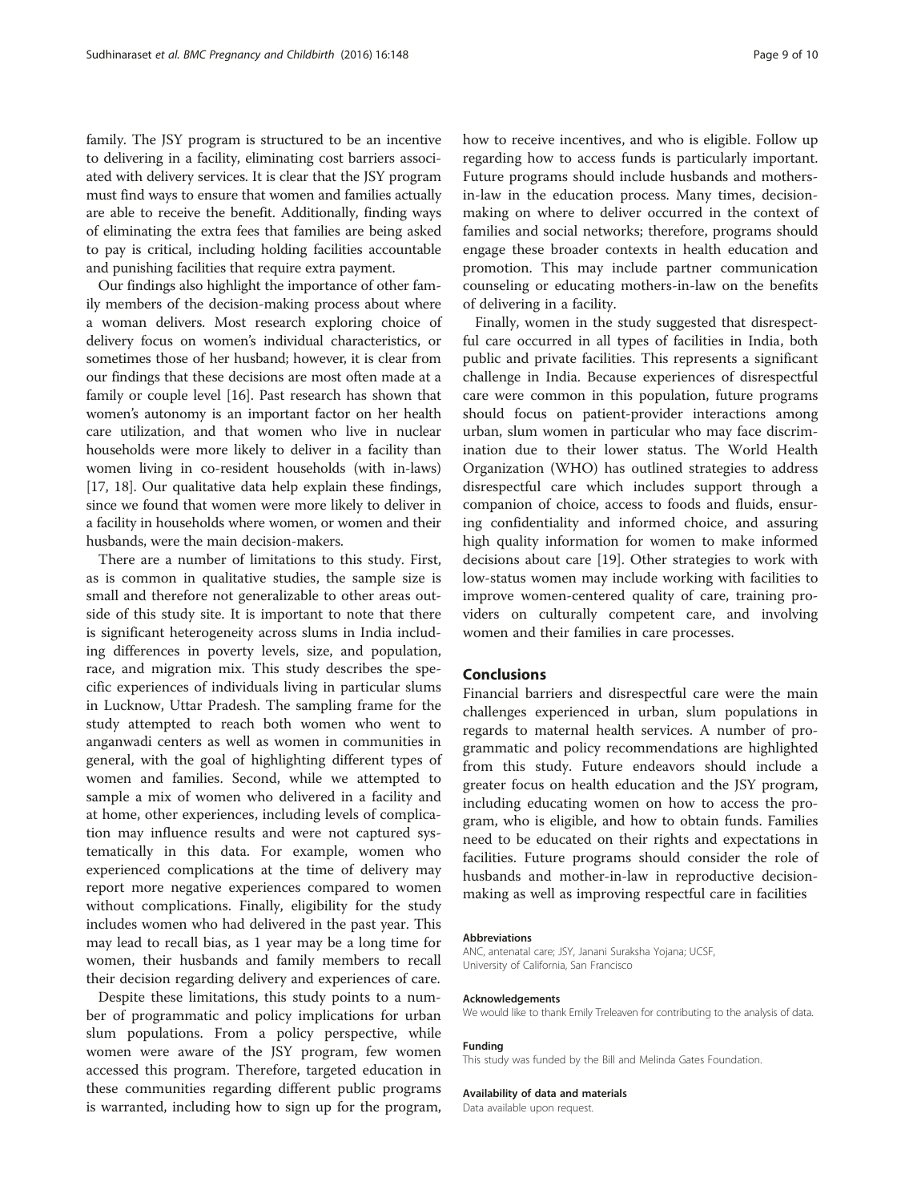family. The JSY program is structured to be an incentive to delivering in a facility, eliminating cost barriers associated with delivery services. It is clear that the JSY program must find ways to ensure that women and families actually are able to receive the benefit. Additionally, finding ways of eliminating the extra fees that families are being asked to pay is critical, including holding facilities accountable and punishing facilities that require extra payment.

Our findings also highlight the importance of other family members of the decision-making process about where a woman delivers. Most research exploring choice of delivery focus on women's individual characteristics, or sometimes those of her husband; however, it is clear from our findings that these decisions are most often made at a family or couple level [16]. Past research has shown that women's autonomy is an important factor on her health care utilization, and that women who live in nuclear households were more likely to deliver in a facility than women living in co-resident households (with in-laws) [17, 18]. Our qualitative data help explain these findings, since we found that women were more likely to deliver in a facility in households where women, or women and their husbands, were the main decision-makers.

There are a number of limitations to this study. First, as is common in qualitative studies, the sample size is small and therefore not generalizable to other areas outside of this study site. It is important to note that there is significant heterogeneity across slums in India including differences in poverty levels, size, and population, race, and migration mix. This study describes the specific experiences of individuals living in particular slums in Lucknow, Uttar Pradesh. The sampling frame for the study attempted to reach both women who went to anganwadi centers as well as women in communities in general, with the goal of highlighting different types of women and families. Second, while we attempted to sample a mix of women who delivered in a facility and at home, other experiences, including levels of complication may influence results and were not captured systematically in this data. For example, women who experienced complications at the time of delivery may report more negative experiences compared to women without complications. Finally, eligibility for the study includes women who had delivered in the past year. This may lead to recall bias, as 1 year may be a long time for women, their husbands and family members to recall their decision regarding delivery and experiences of care.

Despite these limitations, this study points to a number of programmatic and policy implications for urban slum populations. From a policy perspective, while women were aware of the JSY program, few women accessed this program. Therefore, targeted education in these communities regarding different public programs is warranted, including how to sign up for the program, how to receive incentives, and who is eligible. Follow up regarding how to access funds is particularly important. Future programs should include husbands and mothers-in-law in the education process. Many times, decision-making on where to deliver occurred in the context of families and social networks; therefore, programs should engage these broader contexts in health education and promotion. This may include partner communication counseling or educating mothers-in-law on the benefits of delivering in a facility.

Finally, women in the study suggested that disrespectful care occurred in all types of facilities in India, both public and private facilities. This represents a significant challenge in India. Because experiences of disrespectful care were common in this population, future programs should focus on patient-provider interactions among urban, slum women in particular who may face discrimination due to their lower status. The World Health Organization (WHO) has outlined strategies to address disrespectful care which includes support through a companion of choice, access to foods and fluids, ensuring confidentiality and informed choice, and assuring high quality information for women to make informed decisions about care [19]. Other strategies to work with low-status women may include working with facilities to improve women-centered quality of care, training providers on culturally competent care, and involving women and their families in care processes.

## Conclusions

Financial barriers and disrespectful care were the main challenges experienced in urban, slum populations in regards to maternal health services. A number of programmatic and policy recommendations are highlighted from this study. Future endeavors should include a greater focus on health education and the JSY program, including educating women on how to access the program, who is eligible, and how to obtain funds. Families need to be educated on their rights and expectations in facilities. Future programs should consider the role of husbands and mother-in-law in reproductive decision-making as well as improving respectful care in facilities

#### Abbreviations

ANC, antenatal care; JSY, Janani Suraksha Yojana; UCSF, University of California, San Francisco

#### Acknowledgements

We would like to thank Emily Treleaven for contributing to the analysis of data.

#### Funding

This study was funded by the Bill and Melinda Gates Foundation.

#### Availability of data and materials

Data available upon request.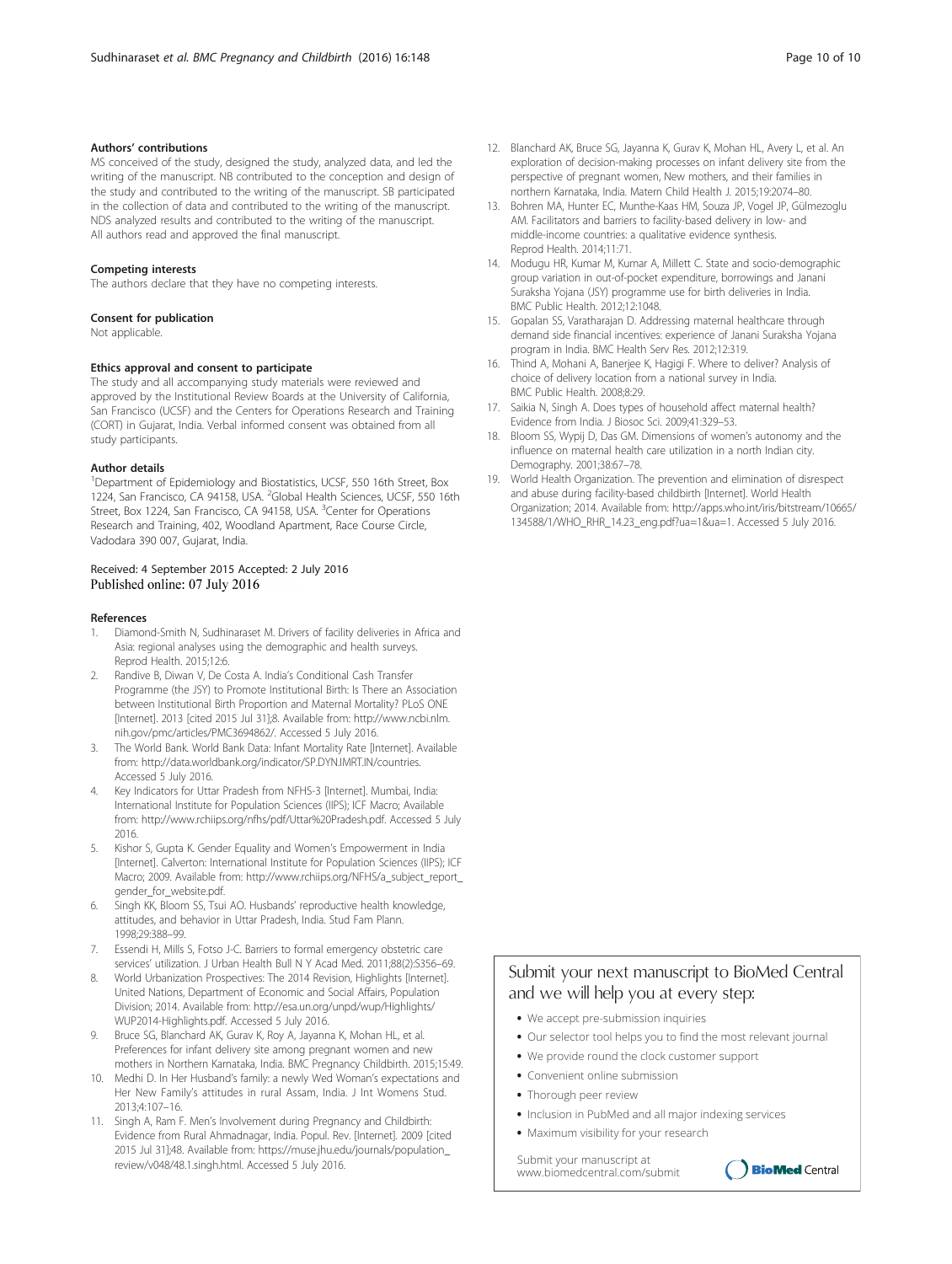### Authors' contributions

MS conceived of the study, designed the study, analyzed data, and led the writing of the manuscript. NB contributed to the conception and design of the study and contributed to the writing of the manuscript. SB participated in the collection of data and contributed to the writing of the manuscript. NDS analyzed results and contributed to the writing of the manuscript. All authors read and approved the final manuscript.

### Competing interests

The authors declare that they have no competing interests.

### Consent for publication

Not applicable.

### Ethics approval and consent to participate

The study and all accompanying study materials were reviewed and approved by the Institutional Review Boards at the University of California, San Francisco (UCSF) and the Centers for Operations Research and Training (CORT) in Gujarat, India. Verbal informed consent was obtained from all study participants.

### Author details

[1]Department of Epidemiology and Biostatistics, UCSF, 550 16th Street, Box 1224, San Francisco, CA 94158, USA. [2]Global Health Sciences, UCSF, 550 16th Street, Box 1224, San Francisco, CA 94158, USA. [3]Center for Operations Research and Training, 402, Woodland Apartment, Race Course Circle, Vadodara 390 007, Gujarat, India.

Received: 4 September 2015 Accepted: 2 July 2016
Published online: 07 July 2016

### References

1. Diamond-Smith N, Sudhinaraset M. Drivers of facility deliveries in Africa and Asia: regional analyses using the demographic and health surveys. Reprod Health. 2015;12:6.
2. Randive B, Diwan V, De Costa A. India's Conditional Cash Transfer Programme (the JSY) to Promote Institutional Birth: Is There an Association between Institutional Birth Proportion and Maternal Mortality? PLoS ONE [Internet]. 2013 [cited 2015 Jul 31];8. Available from: http://www.ncbi.nlm.nih.gov/pmc/articles/PMC3694862/. Accessed 5 July 2016.
3. The World Bank. World Bank Data: Infant Mortality Rate [Internet]. Available from: http://data.worldbank.org/indicator/SP.DYN.IMRT.IN/countries. Accessed 5 July 2016.
4. Key Indicators for Uttar Pradesh from NFHS-3 [Internet]. Mumbai, India: International Institute for Population Sciences (IIPS); ICF Macro; Available from: http://www.rchiips.org/nfhs/pdf/Uttar%20Pradesh.pdf. Accessed 5 July 2016.
5. Kishor S, Gupta K. Gender Equality and Women's Empowerment in India [Internet]. Calverton: International Institute for Population Sciences (IIPS); ICF Macro; 2009. Available from: http://www.rchiips.org/NFHS/a_subject_report_gender_for_website.pdf.
6. Singh KK, Bloom SS, Tsui AO. Husbands' reproductive health knowledge, attitudes, and behavior in Uttar Pradesh, India. Stud Fam Plann. 1998;29:388–99.
7. Essendi H, Mills S, Fotso J-C. Barriers to formal emergency obstetric care services' utilization. J Urban Health Bull N Y Acad Med. 2011;88(2):S356–69.
8. World Urbanization Prospectives: The 2014 Revision, Highlights [Internet]. United Nations, Department of Economic and Social Affairs, Population Division; 2014. Available from: http://esa.un.org/unpd/wup/Highlights/WUP2014-Highlights.pdf. Accessed 5 July 2016.
9. Bruce SG, Blanchard AK, Gurav K, Roy A, Jayanna K, Mohan HL, et al. Preferences for infant delivery site among pregnant women and new mothers in Northern Karnataka, India. BMC Pregnancy Childbirth. 2015;15:49.
10. Medhi D. In Her Husband's family: a newly Wed Woman's expectations and Her New Family's attitudes in rural Assam, India. J Int Womens Stud. 2013;4:107–16.
11. Singh A, Ram F. Men's Involvement during Pregnancy and Childbirth: Evidence from Rural Ahmadnagar, India. Popul. Rev. [Internet]. 2009 [cited 2015 Jul 31];48. Available from: https://muse.jhu.edu/journals/population_review/v048/48.1.singh.html. Accessed 5 July 2016.
12. Blanchard AK, Bruce SG, Jayanna K, Gurav K, Mohan HL, Avery L, et al. An exploration of decision-making processes on infant delivery site from the perspective of pregnant women, New mothers, and their families in northern Karnataka, India. Matern Child Health J. 2015;19:2074–80.
13. Bohren MA, Hunter EC, Munthe-Kaas HM, Souza JP, Vogel JP, Gülmezoglu AM. Facilitators and barriers to facility-based delivery in low- and middle-income countries: a qualitative evidence synthesis. Reprod Health. 2014;11:71.
14. Modugu HR, Kumar M, Kumar A, Millett C. State and socio-demographic group variation in out-of-pocket expenditure, borrowings and Janani Suraksha Yojana (JSY) programme use for birth deliveries in India. BMC Public Health. 2012;12:1048.
15. Gopalan SS, Varatharajan D. Addressing maternal healthcare through demand side financial incentives: experience of Janani Suraksha Yojana program in India. BMC Health Serv Res. 2012;12:319.
16. Thind A, Mohani A, Banerjee K, Hagigi F. Where to deliver? Analysis of choice of delivery location from a national survey in India. BMC Public Health. 2008;8:29.
17. Saikia N, Singh A. Does types of household affect maternal health? Evidence from India. J Biosoc Sci. 2009;41:329–53.
18. Bloom SS, Wypij D, Das GM. Dimensions of women's autonomy and the influence on maternal health care utilization in a north Indian city. Demography. 2001;38:67–78.
19. World Health Organization. The prevention and elimination of disrespect and abuse during facility-based childbirth [Internet]. World Health Organization; 2014. Available from: http://apps.who.int/iris/bitstream/10665/134588/1/WHO_RHR_14.23_eng.pdf?ua=1&ua=1. Accessed 5 July 2016.

Submit your next manuscript to BioMed Central and we will help you at every step:

- We accept pre-submission inquiries
- Our selector tool helps you to find the most relevant journal
- We provide round the clock customer support
- Convenient online submission
- Thorough peer review
- Inclusion in PubMed and all major indexing services
- Maximum visibility for your research

Submit your manuscript at www.biomedcentral.com/submit

BioMed Central